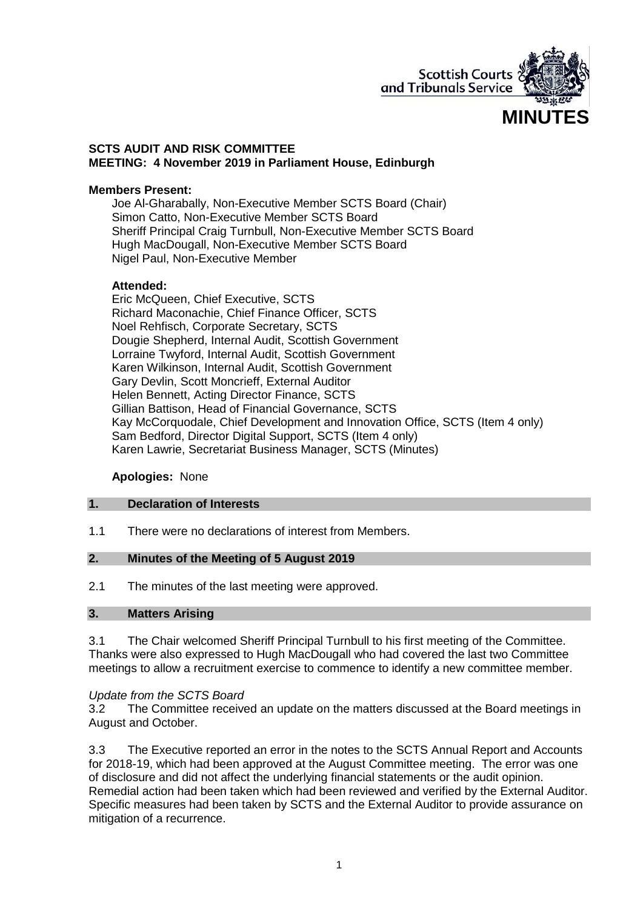Scottish Courts and Tribunals Service

# MINUTES

**SCTS AUDIT AND RISK COMMITTEE**
**MEETING: 4 November 2019 in Parliament House, Edinburgh**

**Members Present:**

Joe Al-Gharabally, Non-Executive Member SCTS Board (Chair)
Simon Catto, Non-Executive Member SCTS Board
Sheriff Principal Craig Turnbull, Non-Executive Member SCTS Board
Hugh MacDougall, Non-Executive Member SCTS Board
Nigel Paul, Non-Executive Member

**Attended:**

Eric McQueen, Chief Executive, SCTS
Richard Maconachie, Chief Finance Officer, SCTS
Noel Rehfisch, Corporate Secretary, SCTS
Dougie Shepherd, Internal Audit, Scottish Government
Lorraine Twyford, Internal Audit, Scottish Government
Karen Wilkinson, Internal Audit, Scottish Government
Gary Devlin, Scott Moncrieff, External Auditor
Helen Bennett, Acting Director Finance, SCTS
Gillian Battison, Head of Financial Governance, SCTS
Kay McCorquodale, Chief Development and Innovation Office, SCTS (Item 4 only)
Sam Bedford, Director Digital Support, SCTS (Item 4 only)
Karen Lawrie, Secretariat Business Manager, SCTS (Minutes)

**Apologies:** None

## 1. Declaration of Interests

1.1 There were no declarations of interest from Members.

## 2. Minutes of the Meeting of 5 August 2019

2.1 The minutes of the last meeting were approved.

## 3. Matters Arising

3.1 The Chair welcomed Sheriff Principal Turnbull to his first meeting of the Committee. Thanks were also expressed to Hugh MacDougall who had covered the last two Committee meetings to allow a recruitment exercise to commence to identify a new committee member.

*Update from the SCTS Board*

3.2 The Committee received an update on the matters discussed at the Board meetings in August and October.

3.3 The Executive reported an error in the notes to the SCTS Annual Report and Accounts for 2018-19, which had been approved at the August Committee meeting. The error was one of disclosure and did not affect the underlying financial statements or the audit opinion. Remedial action had been taken which had been reviewed and verified by the External Auditor. Specific measures had been taken by SCTS and the External Auditor to provide assurance on mitigation of a recurrence.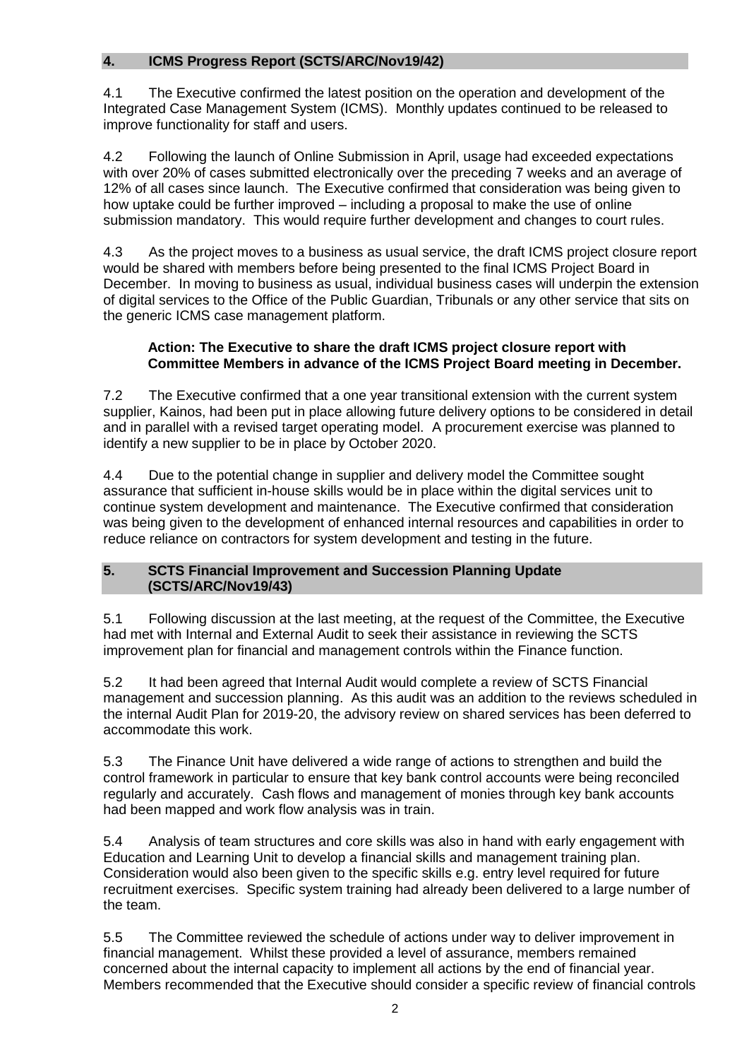## 4. ICMS Progress Report (SCTS/ARC/Nov19/42)

4.1 The Executive confirmed the latest position on the operation and development of the Integrated Case Management System (ICMS). Monthly updates continued to be released to improve functionality for staff and users.

4.2 Following the launch of Online Submission in April, usage had exceeded expectations with over 20% of cases submitted electronically over the preceding 7 weeks and an average of 12% of all cases since launch. The Executive confirmed that consideration was being given to how uptake could be further improved – including a proposal to make the use of online submission mandatory. This would require further development and changes to court rules.

4.3 As the project moves to a business as usual service, the draft ICMS project closure report would be shared with members before being presented to the final ICMS Project Board in December. In moving to business as usual, individual business cases will underpin the extension of digital services to the Office of the Public Guardian, Tribunals or any other service that sits on the generic ICMS case management platform.

> **Action: The Executive to share the draft ICMS project closure report with Committee Members in advance of the ICMS Project Board meeting in December.**

7.2 The Executive confirmed that a one year transitional extension with the current system supplier, Kainos, had been put in place allowing future delivery options to be considered in detail and in parallel with a revised target operating model. A procurement exercise was planned to identify a new supplier to be in place by October 2020.

4.4 Due to the potential change in supplier and delivery model the Committee sought assurance that sufficient in-house skills would be in place within the digital services unit to continue system development and maintenance. The Executive confirmed that consideration was being given to the development of enhanced internal resources and capabilities in order to reduce reliance on contractors for system development and testing in the future.

## 5. SCTS Financial Improvement and Succession Planning Update (SCTS/ARC/Nov19/43)

5.1 Following discussion at the last meeting, at the request of the Committee, the Executive had met with Internal and External Audit to seek their assistance in reviewing the SCTS improvement plan for financial and management controls within the Finance function.

5.2 It had been agreed that Internal Audit would complete a review of SCTS Financial management and succession planning. As this audit was an addition to the reviews scheduled in the internal Audit Plan for 2019-20, the advisory review on shared services has been deferred to accommodate this work.

5.3 The Finance Unit have delivered a wide range of actions to strengthen and build the control framework in particular to ensure that key bank control accounts were being reconciled regularly and accurately. Cash flows and management of monies through key bank accounts had been mapped and work flow analysis was in train.

5.4 Analysis of team structures and core skills was also in hand with early engagement with Education and Learning Unit to develop a financial skills and management training plan. Consideration would also been given to the specific skills e.g. entry level required for future recruitment exercises. Specific system training had already been delivered to a large number of the team.

5.5 The Committee reviewed the schedule of actions under way to deliver improvement in financial management. Whilst these provided a level of assurance, members remained concerned about the internal capacity to implement all actions by the end of financial year. Members recommended that the Executive should consider a specific review of financial controls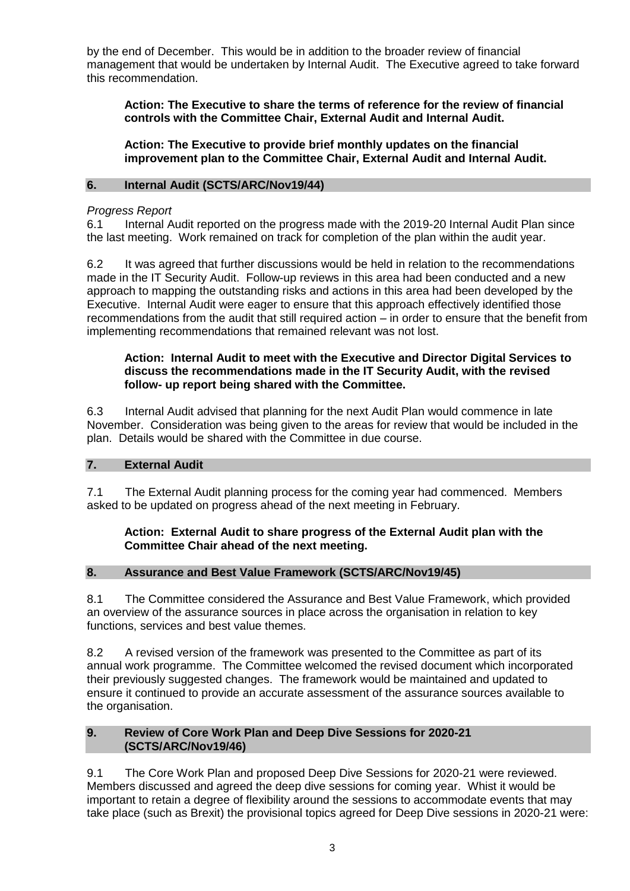by the end of December. This would be in addition to the broader review of financial management that would be undertaken by Internal Audit. The Executive agreed to take forward this recommendation.

**Action: The Executive to share the terms of reference for the review of financial controls with the Committee Chair, External Audit and Internal Audit.**

**Action: The Executive to provide brief monthly updates on the financial improvement plan to the Committee Chair, External Audit and Internal Audit.**

## 6. Internal Audit (SCTS/ARC/Nov19/44)

*Progress Report*

6.1 Internal Audit reported on the progress made with the 2019-20 Internal Audit Plan since the last meeting. Work remained on track for completion of the plan within the audit year.

6.2 It was agreed that further discussions would be held in relation to the recommendations made in the IT Security Audit. Follow-up reviews in this area had been conducted and a new approach to mapping the outstanding risks and actions in this area had been developed by the Executive. Internal Audit were eager to ensure that this approach effectively identified those recommendations from the audit that still required action – in order to ensure that the benefit from implementing recommendations that remained relevant was not lost.

**Action: Internal Audit to meet with the Executive and Director Digital Services to discuss the recommendations made in the IT Security Audit, with the revised follow- up report being shared with the Committee.**

6.3 Internal Audit advised that planning for the next Audit Plan would commence in late November. Consideration was being given to the areas for review that would be included in the plan. Details would be shared with the Committee in due course.

## 7. External Audit

7.1 The External Audit planning process for the coming year had commenced. Members asked to be updated on progress ahead of the next meeting in February.

**Action: External Audit to share progress of the External Audit plan with the Committee Chair ahead of the next meeting.**

## 8. Assurance and Best Value Framework (SCTS/ARC/Nov19/45)

8.1 The Committee considered the Assurance and Best Value Framework, which provided an overview of the assurance sources in place across the organisation in relation to key functions, services and best value themes.

8.2 A revised version of the framework was presented to the Committee as part of its annual work programme. The Committee welcomed the revised document which incorporated their previously suggested changes. The framework would be maintained and updated to ensure it continued to provide an accurate assessment of the assurance sources available to the organisation.

## 9. Review of Core Work Plan and Deep Dive Sessions for 2020-21 (SCTS/ARC/Nov19/46)

9.1 The Core Work Plan and proposed Deep Dive Sessions for 2020-21 were reviewed. Members discussed and agreed the deep dive sessions for coming year. Whilst it would be important to retain a degree of flexibility around the sessions to accommodate events that may take place (such as Brexit) the provisional topics agreed for Deep Dive sessions in 2020-21 were: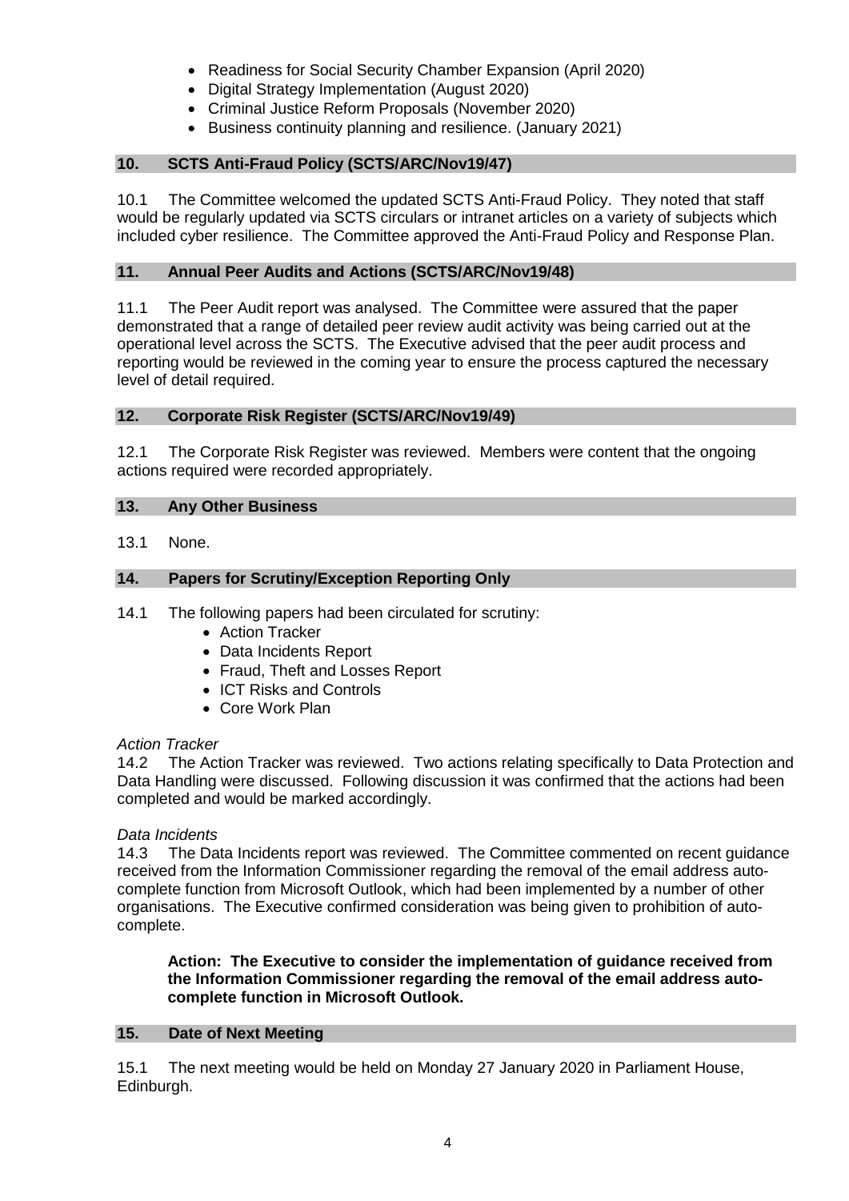- Readiness for Social Security Chamber Expansion (April 2020)
- Digital Strategy Implementation (August 2020)
- Criminal Justice Reform Proposals (November 2020)
- Business continuity planning and resilience. (January 2021)

## 10. SCTS Anti-Fraud Policy (SCTS/ARC/Nov19/47)

10.1 The Committee welcomed the updated SCTS Anti-Fraud Policy. They noted that staff would be regularly updated via SCTS circulars or intranet articles on a variety of subjects which included cyber resilience. The Committee approved the Anti-Fraud Policy and Response Plan.

## 11. Annual Peer Audits and Actions (SCTS/ARC/Nov19/48)

11.1 The Peer Audit report was analysed. The Committee were assured that the paper demonstrated that a range of detailed peer review audit activity was being carried out at the operational level across the SCTS. The Executive advised that the peer audit process and reporting would be reviewed in the coming year to ensure the process captured the necessary level of detail required.

## 12. Corporate Risk Register (SCTS/ARC/Nov19/49)

12.1 The Corporate Risk Register was reviewed. Members were content that the ongoing actions required were recorded appropriately.

## 13. Any Other Business

13.1 None.

## 14. Papers for Scrutiny/Exception Reporting Only

14.1 The following papers had been circulated for scrutiny:

- Action Tracker
- Data Incidents Report
- Fraud, Theft and Losses Report
- ICT Risks and Controls
- Core Work Plan

*Action Tracker*

14.2 The Action Tracker was reviewed. Two actions relating specifically to Data Protection and Data Handling were discussed. Following discussion it was confirmed that the actions had been completed and would be marked accordingly.

*Data Incidents*

14.3 The Data Incidents report was reviewed. The Committee commented on recent guidance received from the Information Commissioner regarding the removal of the email address auto-complete function from Microsoft Outlook, which had been implemented by a number of other organisations. The Executive confirmed consideration was being given to prohibition of auto-complete.

**Action: The Executive to consider the implementation of guidance received from the Information Commissioner regarding the removal of the email address auto-complete function in Microsoft Outlook.**

## 15. Date of Next Meeting

15.1 The next meeting would be held on Monday 27 January 2020 in Parliament House, Edinburgh.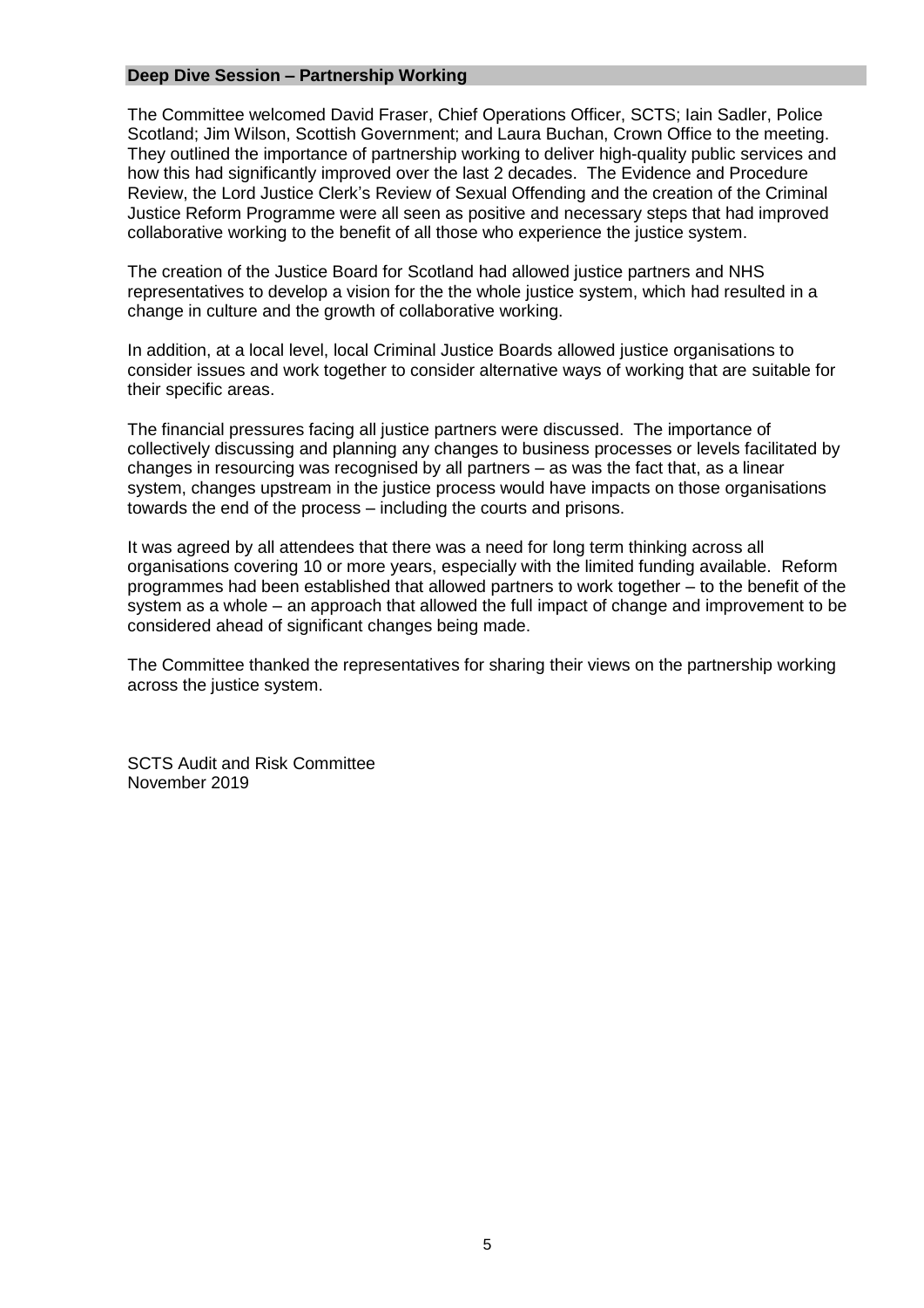## Deep Dive Session – Partnership Working

The Committee welcomed David Fraser, Chief Operations Officer, SCTS; Iain Sadler, Police Scotland; Jim Wilson, Scottish Government; and Laura Buchan, Crown Office to the meeting. They outlined the importance of partnership working to deliver high-quality public services and how this had significantly improved over the last 2 decades. The Evidence and Procedure Review, the Lord Justice Clerk's Review of Sexual Offending and the creation of the Criminal Justice Reform Programme were all seen as positive and necessary steps that had improved collaborative working to the benefit of all those who experience the justice system.

The creation of the Justice Board for Scotland had allowed justice partners and NHS representatives to develop a vision for the the whole justice system, which had resulted in a change in culture and the growth of collaborative working.

In addition, at a local level, local Criminal Justice Boards allowed justice organisations to consider issues and work together to consider alternative ways of working that are suitable for their specific areas.

The financial pressures facing all justice partners were discussed. The importance of collectively discussing and planning any changes to business processes or levels facilitated by changes in resourcing was recognised by all partners – as was the fact that, as a linear system, changes upstream in the justice process would have impacts on those organisations towards the end of the process – including the courts and prisons.

It was agreed by all attendees that there was a need for long term thinking across all organisations covering 10 or more years, especially with the limited funding available. Reform programmes had been established that allowed partners to work together – to the benefit of the system as a whole – an approach that allowed the full impact of change and improvement to be considered ahead of significant changes being made.

The Committee thanked the representatives for sharing their views on the partnership working across the justice system.

SCTS Audit and Risk Committee
November 2019